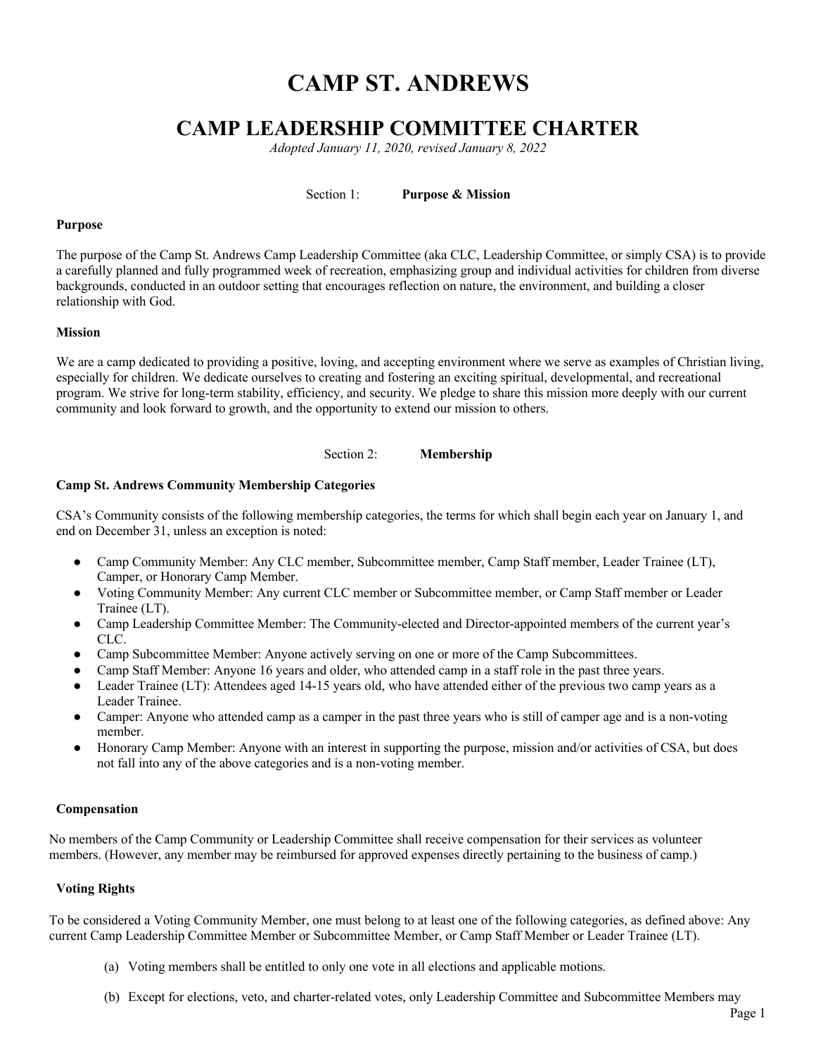# CAMP ST. ANDREWS

## CAMP LEADERSHIP COMMITTEE CHARTER

*Adopted January 11, 2020, revised January 8, 2022*

### Section 1: **Purpose & Mission**

**Purpose**

The purpose of the Camp St. Andrews Camp Leadership Committee (aka CLC, Leadership Committee, or simply CSA) is to provide a carefully planned and fully programmed week of recreation, emphasizing group and individual activities for children from diverse backgrounds, conducted in an outdoor setting that encourages reflection on nature, the environment, and building a closer relationship with God.

**Mission**

We are a camp dedicated to providing a positive, loving, and accepting environment where we serve as examples of Christian living, especially for children. We dedicate ourselves to creating and fostering an exciting spiritual, developmental, and recreational program. We strive for long-term stability, efficiency, and security. We pledge to share this mission more deeply with our current community and look forward to growth, and the opportunity to extend our mission to others.

### Section 2: **Membership**

**Camp St. Andrews Community Membership Categories**

CSA's Community consists of the following membership categories, the terms for which shall begin each year on January 1, and end on December 31, unless an exception is noted:

- Camp Community Member: Any CLC member, Subcommittee member, Camp Staff member, Leader Trainee (LT), Camper, or Honorary Camp Member.
- Voting Community Member: Any current CLC member or Subcommittee member, or Camp Staff member or Leader Trainee (LT).
- Camp Leadership Committee Member: The Community-elected and Director-appointed members of the current year's CLC.
- Camp Subcommittee Member: Anyone actively serving on one or more of the Camp Subcommittees.
- Camp Staff Member: Anyone 16 years and older, who attended camp in a staff role in the past three years.
- Leader Trainee (LT): Attendees aged 14-15 years old, who have attended either of the previous two camp years as a Leader Trainee.
- Camper: Anyone who attended camp as a camper in the past three years who is still of camper age and is a non-voting member.
- Honorary Camp Member: Anyone with an interest in supporting the purpose, mission and/or activities of CSA, but does not fall into any of the above categories and is a non-voting member.

**Compensation**

No members of the Camp Community or Leadership Committee shall receive compensation for their services as volunteer members. (However, any member may be reimbursed for approved expenses directly pertaining to the business of camp.)

**Voting Rights**

To be considered a Voting Community Member, one must belong to at least one of the following categories, as defined above: Any current Camp Leadership Committee Member or Subcommittee Member, or Camp Staff Member or Leader Trainee (LT).

(a) Voting members shall be entitled to only one vote in all elections and applicable motions.

(b) Except for elections, veto, and charter-related votes, only Leadership Committee and Subcommittee Members may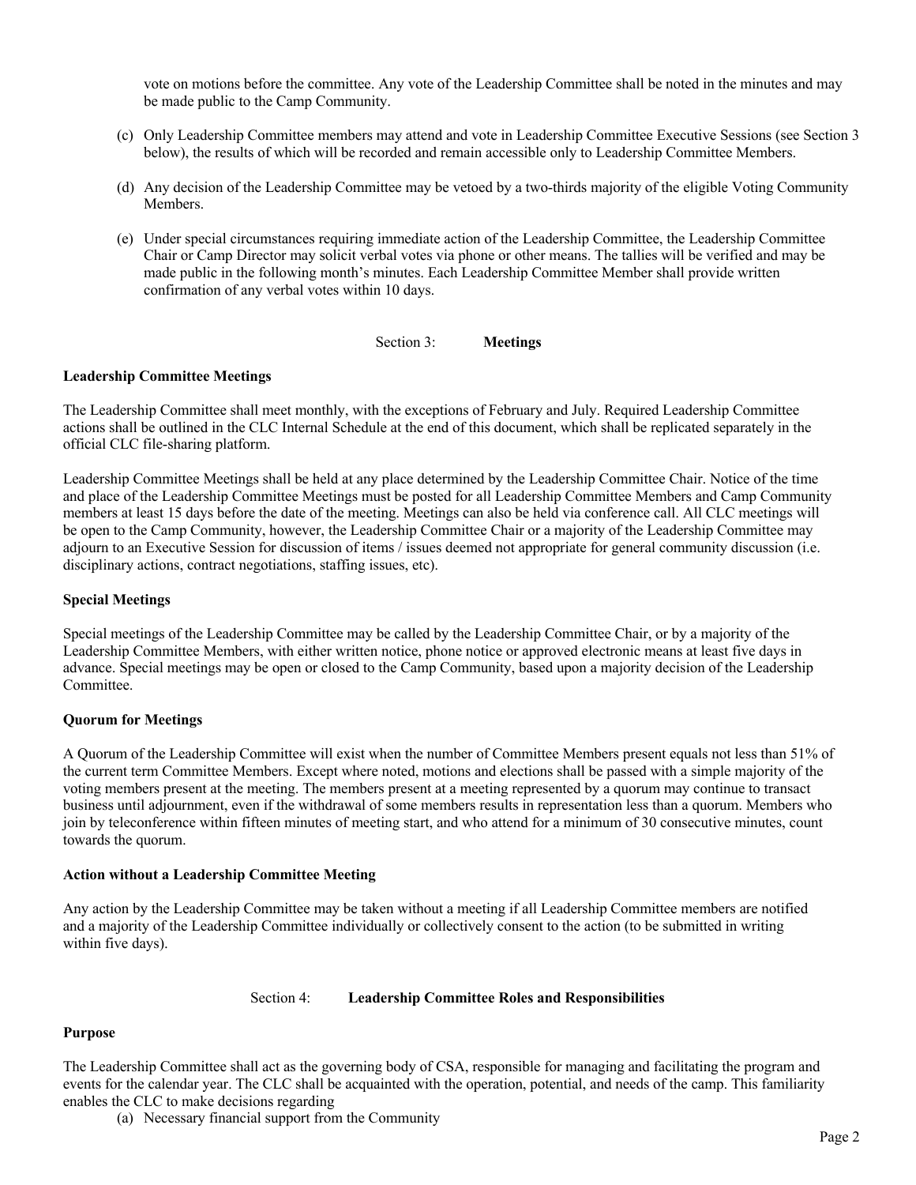vote on motions before the committee. Any vote of the Leadership Committee shall be noted in the minutes and may be made public to the Camp Community.

(c) Only Leadership Committee members may attend and vote in Leadership Committee Executive Sessions (see Section 3 below), the results of which will be recorded and remain accessible only to Leadership Committee Members.

(d) Any decision of the Leadership Committee may be vetoed by a two-thirds majority of the eligible Voting Community Members.

(e) Under special circumstances requiring immediate action of the Leadership Committee, the Leadership Committee Chair or Camp Director may solicit verbal votes via phone or other means. The tallies will be verified and may be made public in the following month's minutes. Each Leadership Committee Member shall provide written confirmation of any verbal votes within 10 days.

## Section 3: **Meetings**

### Leadership Committee Meetings

The Leadership Committee shall meet monthly, with the exceptions of February and July. Required Leadership Committee actions shall be outlined in the CLC Internal Schedule at the end of this document, which shall be replicated separately in the official CLC file-sharing platform.

Leadership Committee Meetings shall be held at any place determined by the Leadership Committee Chair. Notice of the time and place of the Leadership Committee Meetings must be posted for all Leadership Committee Members and Camp Community members at least 15 days before the date of the meeting. Meetings can also be held via conference call. All CLC meetings will be open to the Camp Community, however, the Leadership Committee Chair or a majority of the Leadership Committee may adjourn to an Executive Session for discussion of items / issues deemed not appropriate for general community discussion (i.e. disciplinary actions, contract negotiations, staffing issues, etc).

### Special Meetings

Special meetings of the Leadership Committee may be called by the Leadership Committee Chair, or by a majority of the Leadership Committee Members, with either written notice, phone notice or approved electronic means at least five days in advance. Special meetings may be open or closed to the Camp Community, based upon a majority decision of the Leadership Committee.

### Quorum for Meetings

A Quorum of the Leadership Committee will exist when the number of Committee Members present equals not less than 51% of the current term Committee Members. Except where noted, motions and elections shall be passed with a simple majority of the voting members present at the meeting. The members present at a meeting represented by a quorum may continue to transact business until adjournment, even if the withdrawal of some members results in representation less than a quorum. Members who join by teleconference within fifteen minutes of meeting start, and who attend for a minimum of 30 consecutive minutes, count towards the quorum.

### Action without a Leadership Committee Meeting

Any action by the Leadership Committee may be taken without a meeting if all Leadership Committee members are notified and a majority of the Leadership Committee individually or collectively consent to the action (to be submitted in writing within five days).

## Section 4: **Leadership Committee Roles and Responsibilities**

### Purpose

The Leadership Committee shall act as the governing body of CSA, responsible for managing and facilitating the program and events for the calendar year. The CLC shall be acquainted with the operation, potential, and needs of the camp. This familiarity enables the CLC to make decisions regarding

(a) Necessary financial support from the Community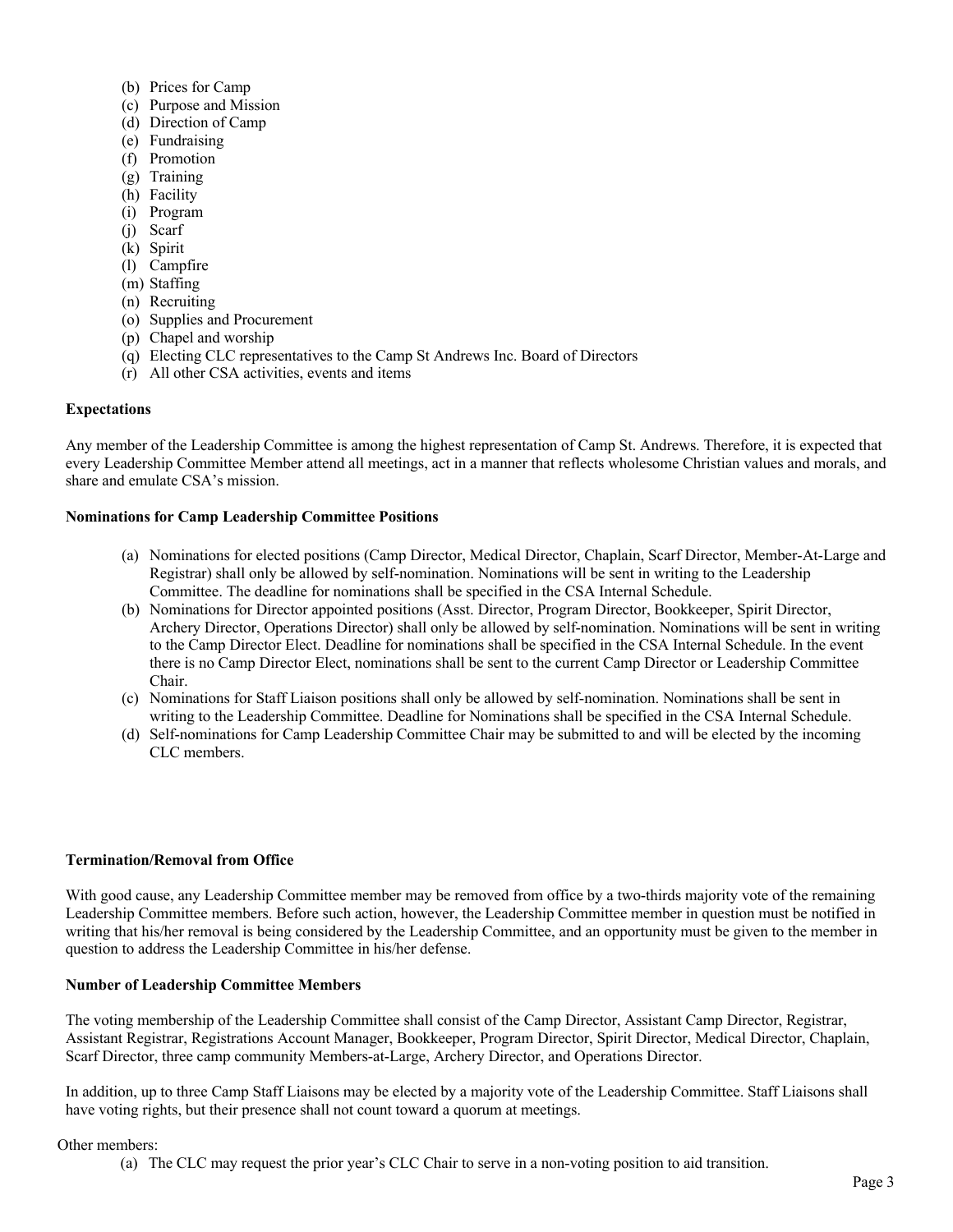(b) Prices for Camp
(c) Purpose and Mission
(d) Direction of Camp
(e) Fundraising
(f) Promotion
(g) Training
(h) Facility
(i) Program
(j) Scarf
(k) Spirit
(l) Campfire
(m) Staffing
(n) Recruiting
(o) Supplies and Procurement
(p) Chapel and worship
(q) Electing CLC representatives to the Camp St Andrews Inc. Board of Directors
(r) All other CSA activities, events and items

**Expectations**

Any member of the Leadership Committee is among the highest representation of Camp St. Andrews. Therefore, it is expected that every Leadership Committee Member attend all meetings, act in a manner that reflects wholesome Christian values and morals, and share and emulate CSA's mission.

**Nominations for Camp Leadership Committee Positions**

(a) Nominations for elected positions (Camp Director, Medical Director, Chaplain, Scarf Director, Member-At-Large and Registrar) shall only be allowed by self-nomination. Nominations will be sent in writing to the Leadership Committee. The deadline for nominations shall be specified in the CSA Internal Schedule.
(b) Nominations for Director appointed positions (Asst. Director, Program Director, Bookkeeper, Spirit Director, Archery Director, Operations Director) shall only be allowed by self-nomination. Nominations will be sent in writing to the Camp Director Elect. Deadline for nominations shall be specified in the CSA Internal Schedule. In the event there is no Camp Director Elect, nominations shall be sent to the current Camp Director or Leadership Committee Chair.
(c) Nominations for Staff Liaison positions shall only be allowed by self-nomination. Nominations shall be sent in writing to the Leadership Committee. Deadline for Nominations shall be specified in the CSA Internal Schedule.
(d) Self-nominations for Camp Leadership Committee Chair may be submitted to and will be elected by the incoming CLC members.

**Termination/Removal from Office**

With good cause, any Leadership Committee member may be removed from office by a two-thirds majority vote of the remaining Leadership Committee members. Before such action, however, the Leadership Committee member in question must be notified in writing that his/her removal is being considered by the Leadership Committee, and an opportunity must be given to the member in question to address the Leadership Committee in his/her defense.

**Number of Leadership Committee Members**

The voting membership of the Leadership Committee shall consist of the Camp Director, Assistant Camp Director, Registrar, Assistant Registrar, Registrations Account Manager, Bookkeeper, Program Director, Spirit Director, Medical Director, Chaplain, Scarf Director, three camp community Members-at-Large, Archery Director, and Operations Director.

In addition, up to three Camp Staff Liaisons may be elected by a majority vote of the Leadership Committee. Staff Liaisons shall have voting rights, but their presence shall not count toward a quorum at meetings.

Other members:

(a) The CLC may request the prior year's CLC Chair to serve in a non-voting position to aid transition.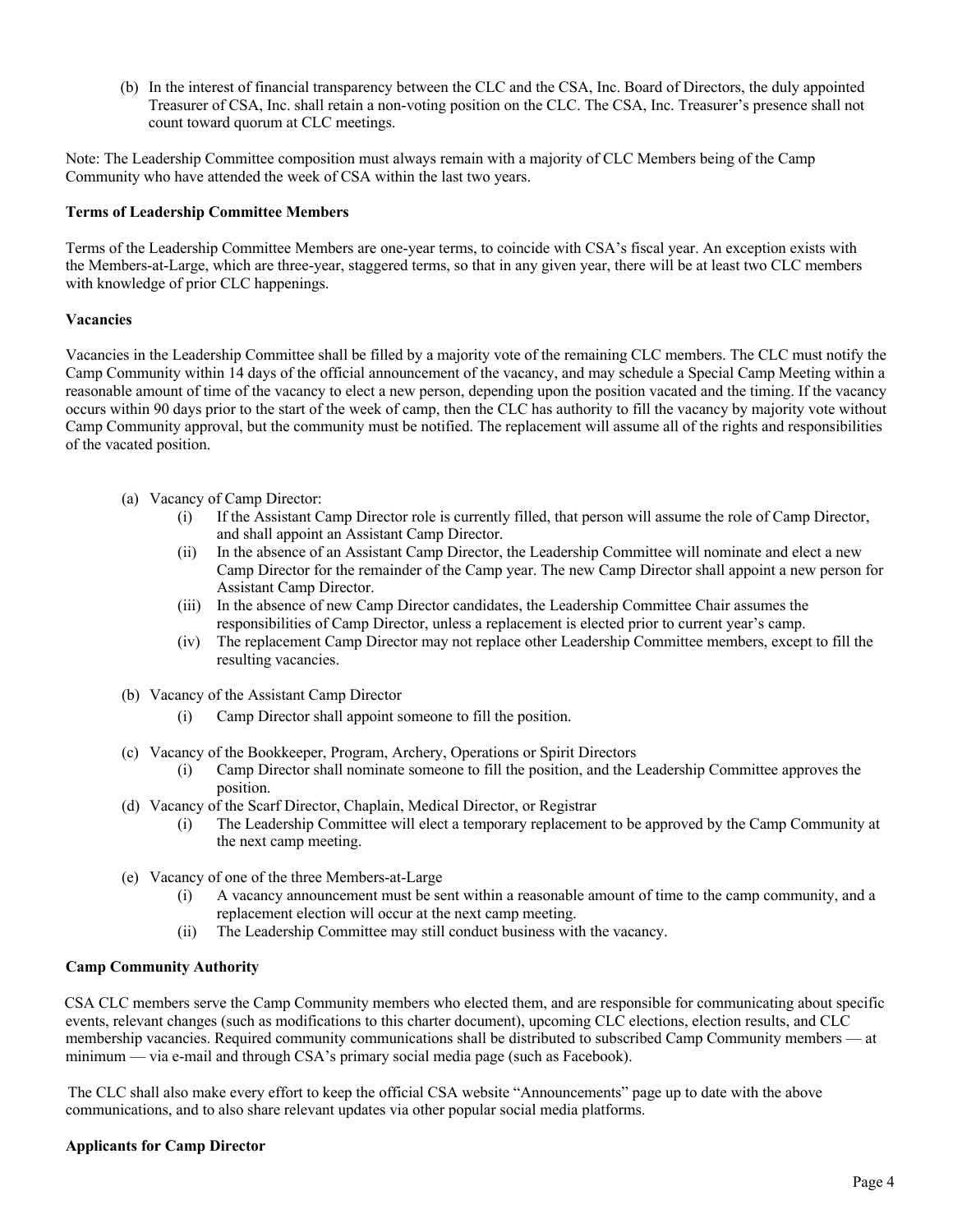(b) In the interest of financial transparency between the CLC and the CSA, Inc. Board of Directors, the duly appointed Treasurer of CSA, Inc. shall retain a non-voting position on the CLC. The CSA, Inc. Treasurer's presence shall not count toward quorum at CLC meetings.

Note: The Leadership Committee composition must always remain with a majority of CLC Members being of the Camp Community who have attended the week of CSA within the last two years.

**Terms of Leadership Committee Members**

Terms of the Leadership Committee Members are one-year terms, to coincide with CSA's fiscal year. An exception exists with the Members-at-Large, which are three-year, staggered terms, so that in any given year, there will be at least two CLC members with knowledge of prior CLC happenings.

**Vacancies**

Vacancies in the Leadership Committee shall be filled by a majority vote of the remaining CLC members. The CLC must notify the Camp Community within 14 days of the official announcement of the vacancy, and may schedule a Special Camp Meeting within a reasonable amount of time of the vacancy to elect a new person, depending upon the position vacated and the timing. If the vacancy occurs within 90 days prior to the start of the week of camp, then the CLC has authority to fill the vacancy by majority vote without Camp Community approval, but the community must be notified. The replacement will assume all of the rights and responsibilities of the vacated position.

(a) Vacancy of Camp Director:
   - (i) If the Assistant Camp Director role is currently filled, that person will assume the role of Camp Director, and shall appoint an Assistant Camp Director.
   - (ii) In the absence of an Assistant Camp Director, the Leadership Committee will nominate and elect a new Camp Director for the remainder of the Camp year. The new Camp Director shall appoint a new person for Assistant Camp Director.
   - (iii) In the absence of new Camp Director candidates, the Leadership Committee Chair assumes the responsibilities of Camp Director, unless a replacement is elected prior to current year's camp.
   - (iv) The replacement Camp Director may not replace other Leadership Committee members, except to fill the resulting vacancies.

(b) Vacancy of the Assistant Camp Director
   - (i) Camp Director shall appoint someone to fill the position.

(c) Vacancy of the Bookkeeper, Program, Archery, Operations or Spirit Directors
   - (i) Camp Director shall nominate someone to fill the position, and the Leadership Committee approves the position.

(d) Vacancy of the Scarf Director, Chaplain, Medical Director, or Registrar
   - (i) The Leadership Committee will elect a temporary replacement to be approved by the Camp Community at the next camp meeting.

(e) Vacancy of one of the three Members-at-Large
   - (i) A vacancy announcement must be sent within a reasonable amount of time to the camp community, and a replacement election will occur at the next camp meeting.
   - (ii) The Leadership Committee may still conduct business with the vacancy.

**Camp Community Authority**

CSA CLC members serve the Camp Community members who elected them, and are responsible for communicating about specific events, relevant changes (such as modifications to this charter document), upcoming CLC elections, election results, and CLC membership vacancies. Required community communications shall be distributed to subscribed Camp Community members — at minimum — via e-mail and through CSA's primary social media page (such as Facebook).

The CLC shall also make every effort to keep the official CSA website "Announcements" page up to date with the above communications, and to also share relevant updates via other popular social media platforms.

**Applicants for Camp Director**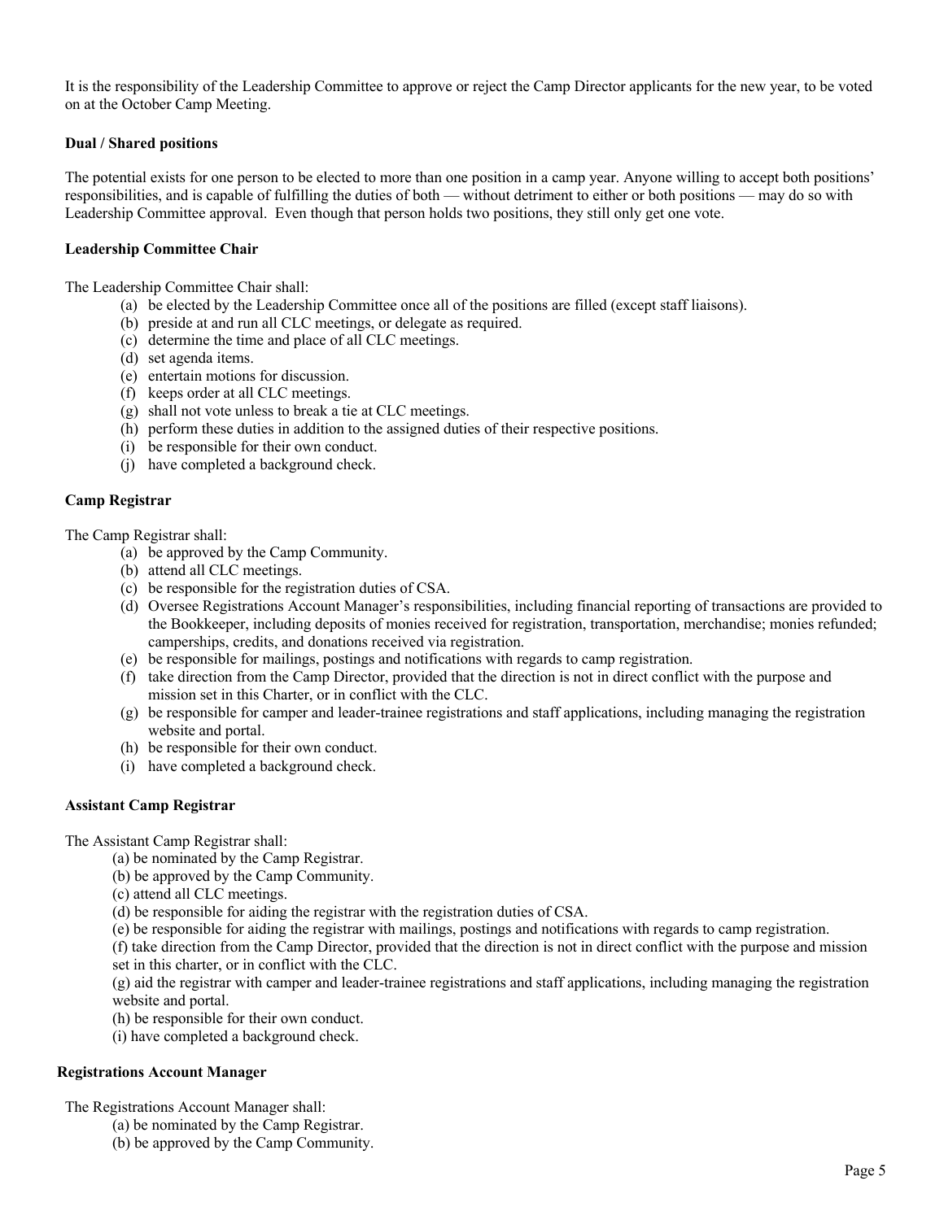It is the responsibility of the Leadership Committee to approve or reject the Camp Director applicants for the new year, to be voted on at the October Camp Meeting.

**Dual / Shared positions**

The potential exists for one person to be elected to more than one position in a camp year. Anyone willing to accept both positions' responsibilities, and is capable of fulfilling the duties of both — without detriment to either or both positions — may do so with Leadership Committee approval. Even though that person holds two positions, they still only get one vote.

**Leadership Committee Chair**

The Leadership Committee Chair shall:

(a) be elected by the Leadership Committee once all of the positions are filled (except staff liaisons).
(b) preside at and run all CLC meetings, or delegate as required.
(c) determine the time and place of all CLC meetings.
(d) set agenda items.
(e) entertain motions for discussion.
(f) keeps order at all CLC meetings.
(g) shall not vote unless to break a tie at CLC meetings.
(h) perform these duties in addition to the assigned duties of their respective positions.
(i) be responsible for their own conduct.
(j) have completed a background check.

**Camp Registrar**

The Camp Registrar shall:

(a) be approved by the Camp Community.
(b) attend all CLC meetings.
(c) be responsible for the registration duties of CSA.
(d) Oversee Registrations Account Manager's responsibilities, including financial reporting of transactions are provided to the Bookkeeper, including deposits of monies received for registration, transportation, merchandise; monies refunded; camperships, credits, and donations received via registration.
(e) be responsible for mailings, postings and notifications with regards to camp registration.
(f) take direction from the Camp Director, provided that the direction is not in direct conflict with the purpose and mission set in this Charter, or in conflict with the CLC.
(g) be responsible for camper and leader-trainee registrations and staff applications, including managing the registration website and portal.
(h) be responsible for their own conduct.
(i) have completed a background check.

**Assistant Camp Registrar**

The Assistant Camp Registrar shall:

(a) be nominated by the Camp Registrar.
(b) be approved by the Camp Community.
(c) attend all CLC meetings.
(d) be responsible for aiding the registrar with the registration duties of CSA.
(e) be responsible for aiding the registrar with mailings, postings and notifications with regards to camp registration.
(f) take direction from the Camp Director, provided that the direction is not in direct conflict with the purpose and mission set in this charter, or in conflict with the CLC.
(g) aid the registrar with camper and leader-trainee registrations and staff applications, including managing the registration website and portal.
(h) be responsible for their own conduct.
(i) have completed a background check.

**Registrations Account Manager**

The Registrations Account Manager shall:

(a) be nominated by the Camp Registrar.
(b) be approved by the Camp Community.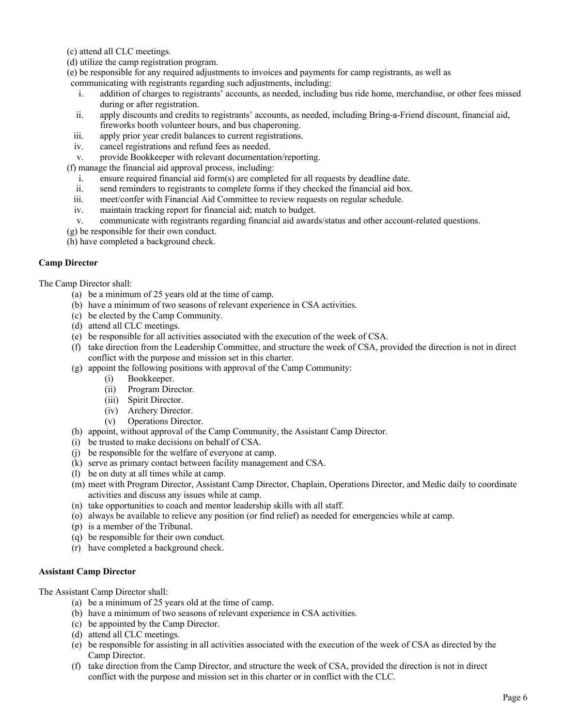(c) attend all CLC meetings.

(d) utilize the camp registration program.

(e) be responsible for any required adjustments to invoices and payments for camp registrants, as well as communicating with registrants regarding such adjustments, including:

  i. addition of charges to registrants' accounts, as needed, including bus ride home, merchandise, or other fees missed during or after registration.
  ii. apply discounts and credits to registrants' accounts, as needed, including Bring-a-Friend discount, financial aid, fireworks booth volunteer hours, and bus chaperoning.
  iii. apply prior year credit balances to current registrations.
  iv. cancel registrations and refund fees as needed.
  v. provide Bookkeeper with relevant documentation/reporting.

(f) manage the financial aid approval process, including:

  i. ensure required financial aid form(s) are completed for all requests by deadline date.
  ii. send reminders to registrants to complete forms if they checked the financial aid box.
  iii. meet/confer with Financial Aid Committee to review requests on regular schedule.
  iv. maintain tracking report for financial aid; match to budget.
  v. communicate with registrants regarding financial aid awards/status and other account-related questions.

(g) be responsible for their own conduct.

(h) have completed a background check.

**Camp Director**

The Camp Director shall:

(a) be a minimum of 25 years old at the time of camp.
(b) have a minimum of two seasons of relevant experience in CSA activities.
(c) be elected by the Camp Community.
(d) attend all CLC meetings.
(e) be responsible for all activities associated with the execution of the week of CSA.
(f) take direction from the Leadership Committee, and structure the week of CSA, provided the direction is not in direct conflict with the purpose and mission set in this charter.
(g) appoint the following positions with approval of the Camp Community:
  (i) Bookkeeper.
  (ii) Program Director.
  (iii) Spirit Director.
  (iv) Archery Director.
  (v) Operations Director.
(h) appoint, without approval of the Camp Community, the Assistant Camp Director.
(i) be trusted to make decisions on behalf of CSA.
(j) be responsible for the welfare of everyone at camp.
(k) serve as primary contact between facility management and CSA.
(l) be on duty at all times while at camp.
(m) meet with Program Director, Assistant Camp Director, Chaplain, Operations Director, and Medic daily to coordinate activities and discuss any issues while at camp.
(n) take opportunities to coach and mentor leadership skills with all staff.
(o) always be available to relieve any position (or find relief) as needed for emergencies while at camp.
(p) is a member of the Tribunal.
(q) be responsible for their own conduct.
(r) have completed a background check.

**Assistant Camp Director**

The Assistant Camp Director shall:

(a) be a minimum of 25 years old at the time of camp.
(b) have a minimum of two seasons of relevant experience in CSA activities.
(c) be appointed by the Camp Director.
(d) attend all CLC meetings.
(e) be responsible for assisting in all activities associated with the execution of the week of CSA as directed by the Camp Director.
(f) take direction from the Camp Director, and structure the week of CSA, provided the direction is not in direct conflict with the purpose and mission set in this charter or in conflict with the CLC.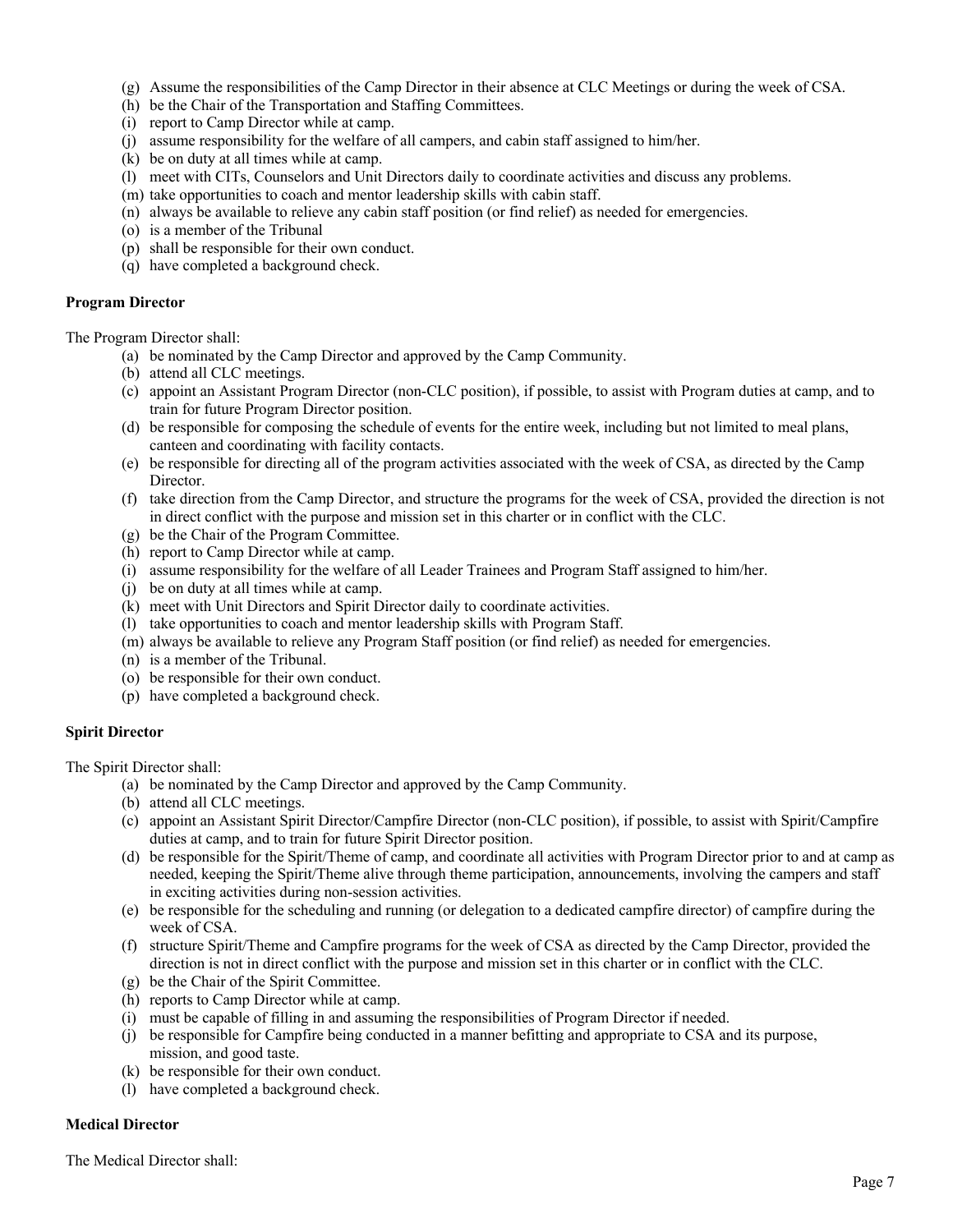(g) Assume the responsibilities of the Camp Director in their absence at CLC Meetings or during the week of CSA.
(h) be the Chair of the Transportation and Staffing Committees.
(i) report to Camp Director while at camp.
(j) assume responsibility for the welfare of all campers, and cabin staff assigned to him/her.
(k) be on duty at all times while at camp.
(l) meet with CITs, Counselors and Unit Directors daily to coordinate activities and discuss any problems.
(m) take opportunities to coach and mentor leadership skills with cabin staff.
(n) always be available to relieve any cabin staff position (or find relief) as needed for emergencies.
(o) is a member of the Tribunal
(p) shall be responsible for their own conduct.
(q) have completed a background check.

**Program Director**

The Program Director shall:

(a) be nominated by the Camp Director and approved by the Camp Community.
(b) attend all CLC meetings.
(c) appoint an Assistant Program Director (non-CLC position), if possible, to assist with Program duties at camp, and to train for future Program Director position.
(d) be responsible for composing the schedule of events for the entire week, including but not limited to meal plans, canteen and coordinating with facility contacts.
(e) be responsible for directing all of the program activities associated with the week of CSA, as directed by the Camp Director.
(f) take direction from the Camp Director, and structure the programs for the week of CSA, provided the direction is not in direct conflict with the purpose and mission set in this charter or in conflict with the CLC.
(g) be the Chair of the Program Committee.
(h) report to Camp Director while at camp.
(i) assume responsibility for the welfare of all Leader Trainees and Program Staff assigned to him/her.
(j) be on duty at all times while at camp.
(k) meet with Unit Directors and Spirit Director daily to coordinate activities.
(l) take opportunities to coach and mentor leadership skills with Program Staff.
(m) always be available to relieve any Program Staff position (or find relief) as needed for emergencies.
(n) is a member of the Tribunal.
(o) be responsible for their own conduct.
(p) have completed a background check.

**Spirit Director**

The Spirit Director shall:

(a) be nominated by the Camp Director and approved by the Camp Community.
(b) attend all CLC meetings.
(c) appoint an Assistant Spirit Director/Campfire Director (non-CLC position), if possible, to assist with Spirit/Campfire duties at camp, and to train for future Spirit Director position.
(d) be responsible for the Spirit/Theme of camp, and coordinate all activities with Program Director prior to and at camp as needed, keeping the Spirit/Theme alive through theme participation, announcements, involving the campers and staff in exciting activities during non-session activities.
(e) be responsible for the scheduling and running (or delegation to a dedicated campfire director) of campfire during the week of CSA.
(f) structure Spirit/Theme and Campfire programs for the week of CSA as directed by the Camp Director, provided the direction is not in direct conflict with the purpose and mission set in this charter or in conflict with the CLC.
(g) be the Chair of the Spirit Committee.
(h) reports to Camp Director while at camp.
(i) must be capable of filling in and assuming the responsibilities of Program Director if needed.
(j) be responsible for Campfire being conducted in a manner befitting and appropriate to CSA and its purpose, mission, and good taste.
(k) be responsible for their own conduct.
(l) have completed a background check.

**Medical Director**

The Medical Director shall: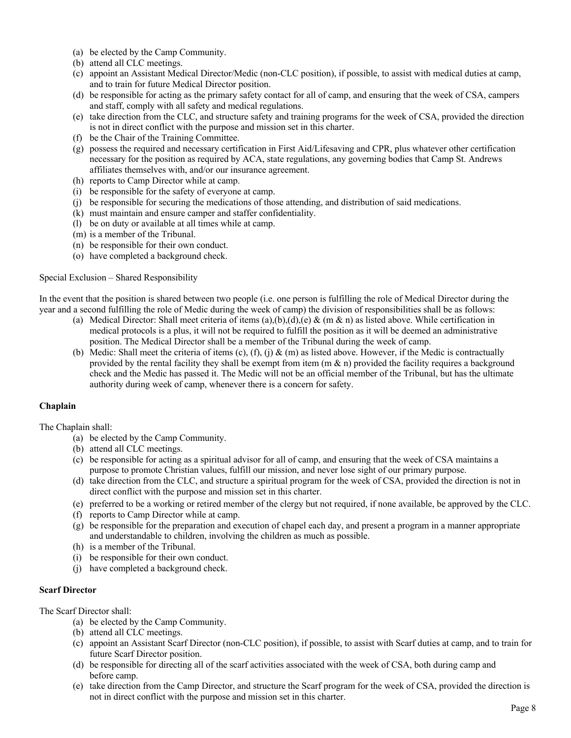(a) be elected by the Camp Community.
(b) attend all CLC meetings.
(c) appoint an Assistant Medical Director/Medic (non-CLC position), if possible, to assist with medical duties at camp, and to train for future Medical Director position.
(d) be responsible for acting as the primary safety contact for all of camp, and ensuring that the week of CSA, campers and staff, comply with all safety and medical regulations.
(e) take direction from the CLC, and structure safety and training programs for the week of CSA, provided the direction is not in direct conflict with the purpose and mission set in this charter.
(f) be the Chair of the Training Committee.
(g) possess the required and necessary certification in First Aid/Lifesaving and CPR, plus whatever other certification necessary for the position as required by ACA, state regulations, any governing bodies that Camp St. Andrews affiliates themselves with, and/or our insurance agreement.
(h) reports to Camp Director while at camp.
(i) be responsible for the safety of everyone at camp.
(j) be responsible for securing the medications of those attending, and distribution of said medications.
(k) must maintain and ensure camper and staffer confidentiality.
(l) be on duty or available at all times while at camp.
(m) is a member of the Tribunal.
(n) be responsible for their own conduct.
(o) have completed a background check.

Special Exclusion – Shared Responsibility

In the event that the position is shared between two people (i.e. one person is fulfilling the role of Medical Director during the year and a second fulfilling the role of Medic during the week of camp) the division of responsibilities shall be as follows:

(a) Medical Director: Shall meet criteria of items (a),(b),(d),(e) & (m & n) as listed above. While certification in medical protocols is a plus, it will not be required to fulfill the position as it will be deemed an administrative position. The Medical Director shall be a member of the Tribunal during the week of camp.
(b) Medic: Shall meet the criteria of items (c), (f), (j) & (m) as listed above. However, if the Medic is contractually provided by the rental facility they shall be exempt from item (m & n) provided the facility requires a background check and the Medic has passed it. The Medic will not be an official member of the Tribunal, but has the ultimate authority during week of camp, whenever there is a concern for safety.

**Chaplain**

The Chaplain shall:

(a) be elected by the Camp Community.
(b) attend all CLC meetings.
(c) be responsible for acting as a spiritual advisor for all of camp, and ensuring that the week of CSA maintains a purpose to promote Christian values, fulfill our mission, and never lose sight of our primary purpose.
(d) take direction from the CLC, and structure a spiritual program for the week of CSA, provided the direction is not in direct conflict with the purpose and mission set in this charter.
(e) preferred to be a working or retired member of the clergy but not required, if none available, be approved by the CLC.
(f) reports to Camp Director while at camp.
(g) be responsible for the preparation and execution of chapel each day, and present a program in a manner appropriate and understandable to children, involving the children as much as possible.
(h) is a member of the Tribunal.
(i) be responsible for their own conduct.
(j) have completed a background check.

**Scarf Director**

The Scarf Director shall:

(a) be elected by the Camp Community.
(b) attend all CLC meetings.
(c) appoint an Assistant Scarf Director (non-CLC position), if possible, to assist with Scarf duties at camp, and to train for future Scarf Director position.
(d) be responsible for directing all of the scarf activities associated with the week of CSA, both during camp and before camp.
(e) take direction from the Camp Director, and structure the Scarf program for the week of CSA, provided the direction is not in direct conflict with the purpose and mission set in this charter.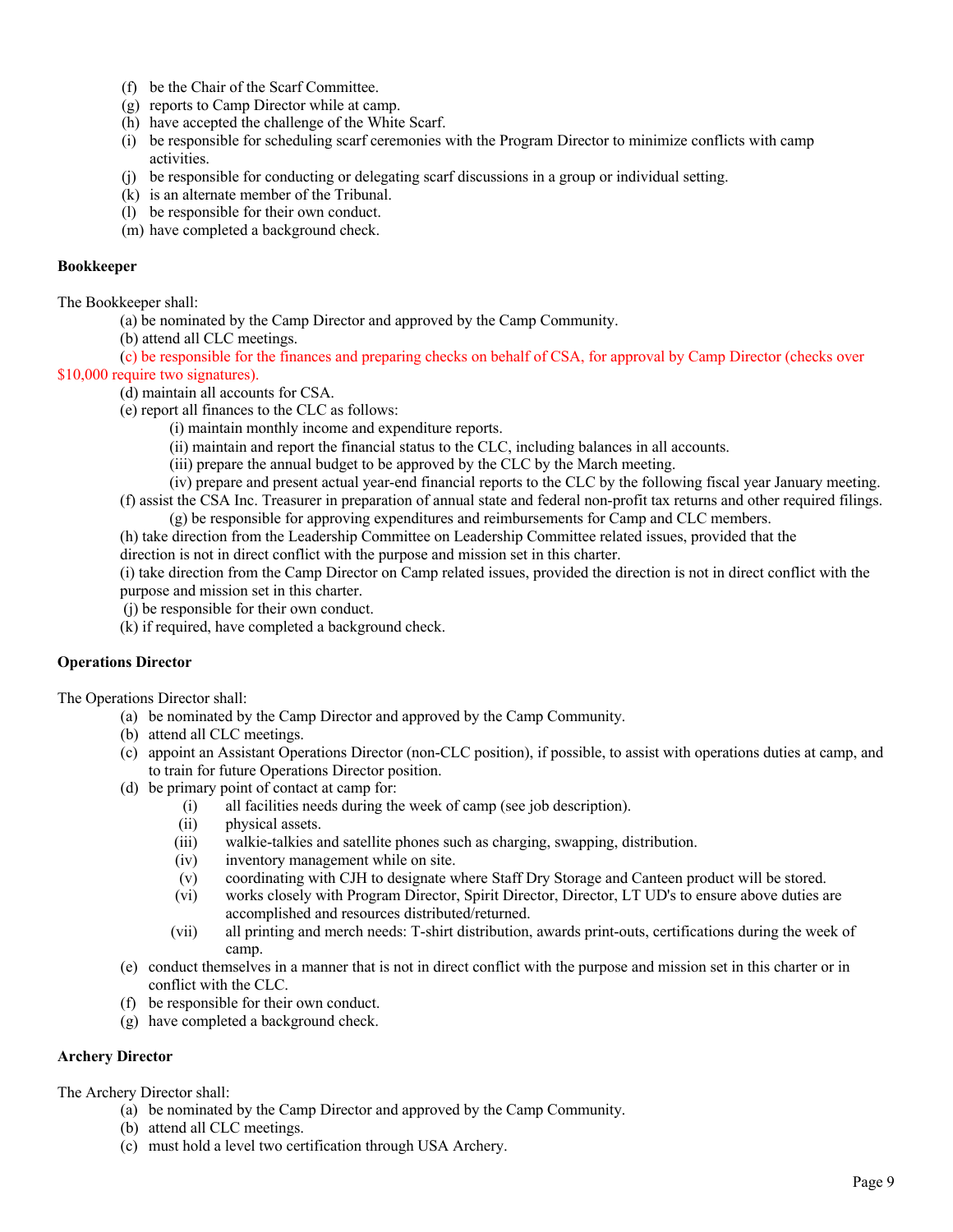(f) be the Chair of the Scarf Committee.
(g) reports to Camp Director while at camp.
(h) have accepted the challenge of the White Scarf.
(i) be responsible for scheduling scarf ceremonies with the Program Director to minimize conflicts with camp activities.
(j) be responsible for conducting or delegating scarf discussions in a group or individual setting.
(k) is an alternate member of the Tribunal.
(l) be responsible for their own conduct.
(m) have completed a background check.

**Bookkeeper**

The Bookkeeper shall:

(a) be nominated by the Camp Director and approved by the Camp Community.
(b) attend all CLC meetings.
(c) be responsible for the finances and preparing checks on behalf of CSA, for approval by Camp Director (checks over $10,000 require two signatures).
(d) maintain all accounts for CSA.
(e) report all finances to the CLC as follows:
  (i) maintain monthly income and expenditure reports.
  (ii) maintain and report the financial status to the CLC, including balances in all accounts.
  (iii) prepare the annual budget to be approved by the CLC by the March meeting.
  (iv) prepare and present actual year-end financial reports to the CLC by the following fiscal year January meeting.
(f) assist the CSA Inc. Treasurer in preparation of annual state and federal non-profit tax returns and other required filings.
(g) be responsible for approving expenditures and reimbursements for Camp and CLC members.
(h) take direction from the Leadership Committee on Leadership Committee related issues, provided that the direction is not in direct conflict with the purpose and mission set in this charter.
(i) take direction from the Camp Director on Camp related issues, provided the direction is not in direct conflict with the purpose and mission set in this charter.
(j) be responsible for their own conduct.
(k) if required, have completed a background check.

**Operations Director**

The Operations Director shall:

(a) be nominated by the Camp Director and approved by the Camp Community.
(b) attend all CLC meetings.
(c) appoint an Assistant Operations Director (non-CLC position), if possible, to assist with operations duties at camp, and to train for future Operations Director position.
(d) be primary point of contact at camp for:
  (i) all facilities needs during the week of camp (see job description).
  (ii) physical assets.
  (iii) walkie-talkies and satellite phones such as charging, swapping, distribution.
  (iv) inventory management while on site.
  (v) coordinating with CJH to designate where Staff Dry Storage and Canteen product will be stored.
  (vi) works closely with Program Director, Spirit Director, Director, LT UD's to ensure above duties are accomplished and resources distributed/returned.
  (vii) all printing and merch needs: T-shirt distribution, awards print-outs, certifications during the week of camp.
(e) conduct themselves in a manner that is not in direct conflict with the purpose and mission set in this charter or in conflict with the CLC.
(f) be responsible for their own conduct.
(g) have completed a background check.

**Archery Director**

The Archery Director shall:

(a) be nominated by the Camp Director and approved by the Camp Community.
(b) attend all CLC meetings.
(c) must hold a level two certification through USA Archery.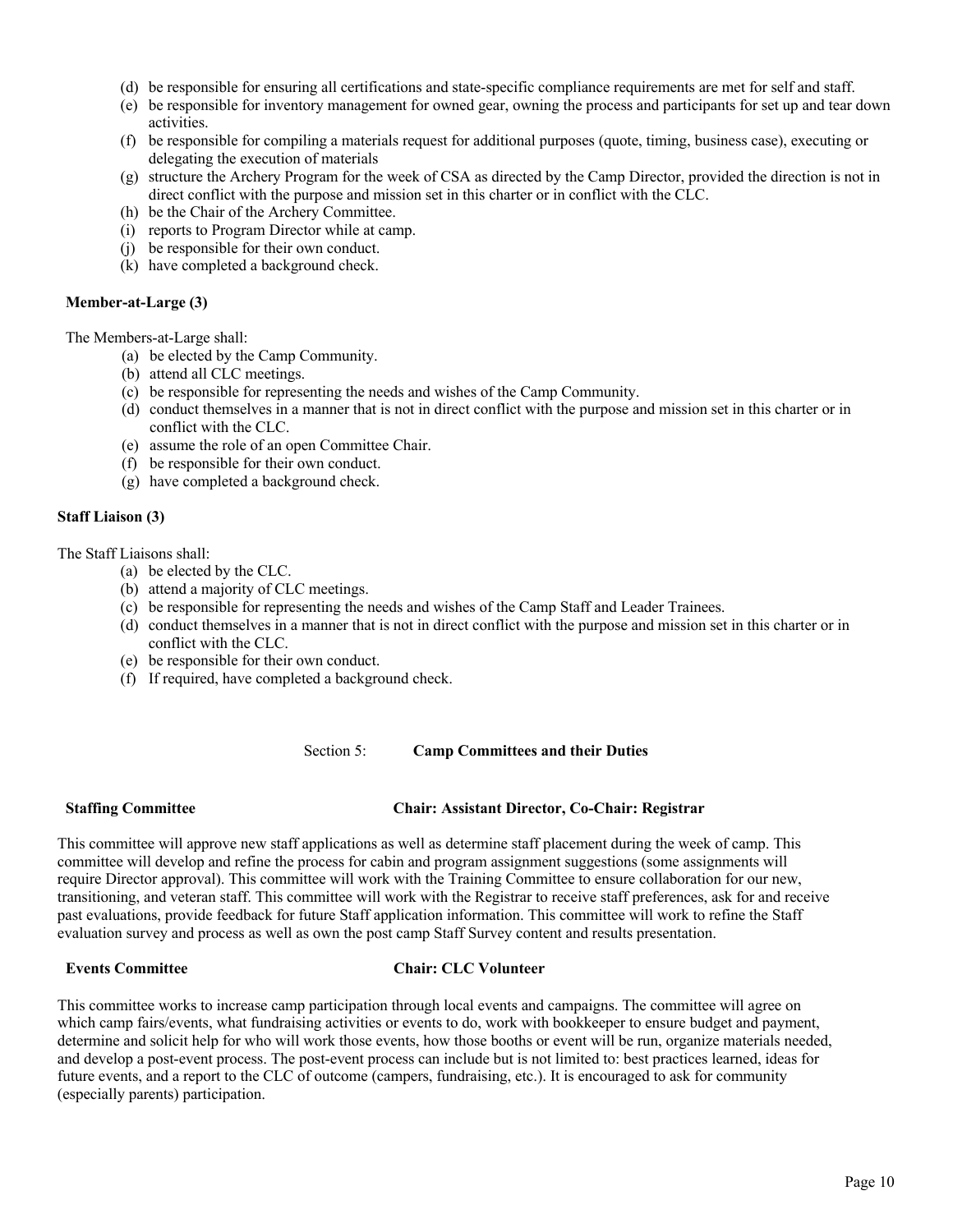(d) be responsible for ensuring all certifications and state-specific compliance requirements are met for self and staff.
(e) be responsible for inventory management for owned gear, owning the process and participants for set up and tear down activities.
(f) be responsible for compiling a materials request for additional purposes (quote, timing, business case), executing or delegating the execution of materials
(g) structure the Archery Program for the week of CSA as directed by the Camp Director, provided the direction is not in direct conflict with the purpose and mission set in this charter or in conflict with the CLC.
(h) be the Chair of the Archery Committee.
(i) reports to Program Director while at camp.
(j) be responsible for their own conduct.
(k) have completed a background check.

**Member-at-Large (3)**

The Members-at-Large shall:

(a) be elected by the Camp Community.
(b) attend all CLC meetings.
(c) be responsible for representing the needs and wishes of the Camp Community.
(d) conduct themselves in a manner that is not in direct conflict with the purpose and mission set in this charter or in conflict with the CLC.
(e) assume the role of an open Committee Chair.
(f) be responsible for their own conduct.
(g) have completed a background check.

**Staff Liaison (3)**

The Staff Liaisons shall:

(a) be elected by the CLC.
(b) attend a majority of CLC meetings.
(c) be responsible for representing the needs and wishes of the Camp Staff and Leader Trainees.
(d) conduct themselves in a manner that is not in direct conflict with the purpose and mission set in this charter or in conflict with the CLC.
(e) be responsible for their own conduct.
(f) If required, have completed a background check.

## Section 5: **Camp Committees and their Duties**

**Staffing Committee** — **Chair: Assistant Director, Co-Chair: Registrar**

This committee will approve new staff applications as well as determine staff placement during the week of camp. This committee will develop and refine the process for cabin and program assignment suggestions (some assignments will require Director approval). This committee will work with the Training Committee to ensure collaboration for our new, transitioning, and veteran staff. This committee will work with the Registrar to receive staff preferences, ask for and receive past evaluations, provide feedback for future Staff application information. This committee will work to refine the Staff evaluation survey and process as well as own the post camp Staff Survey content and results presentation.

**Events Committee** — **Chair: CLC Volunteer**

This committee works to increase camp participation through local events and campaigns. The committee will agree on which camp fairs/events, what fundraising activities or events to do, work with bookkeeper to ensure budget and payment, determine and solicit help for who will work those events, how those booths or event will be run, organize materials needed, and develop a post-event process. The post-event process can include but is not limited to: best practices learned, ideas for future events, and a report to the CLC of outcome (campers, fundraising, etc.). It is encouraged to ask for community (especially parents) participation.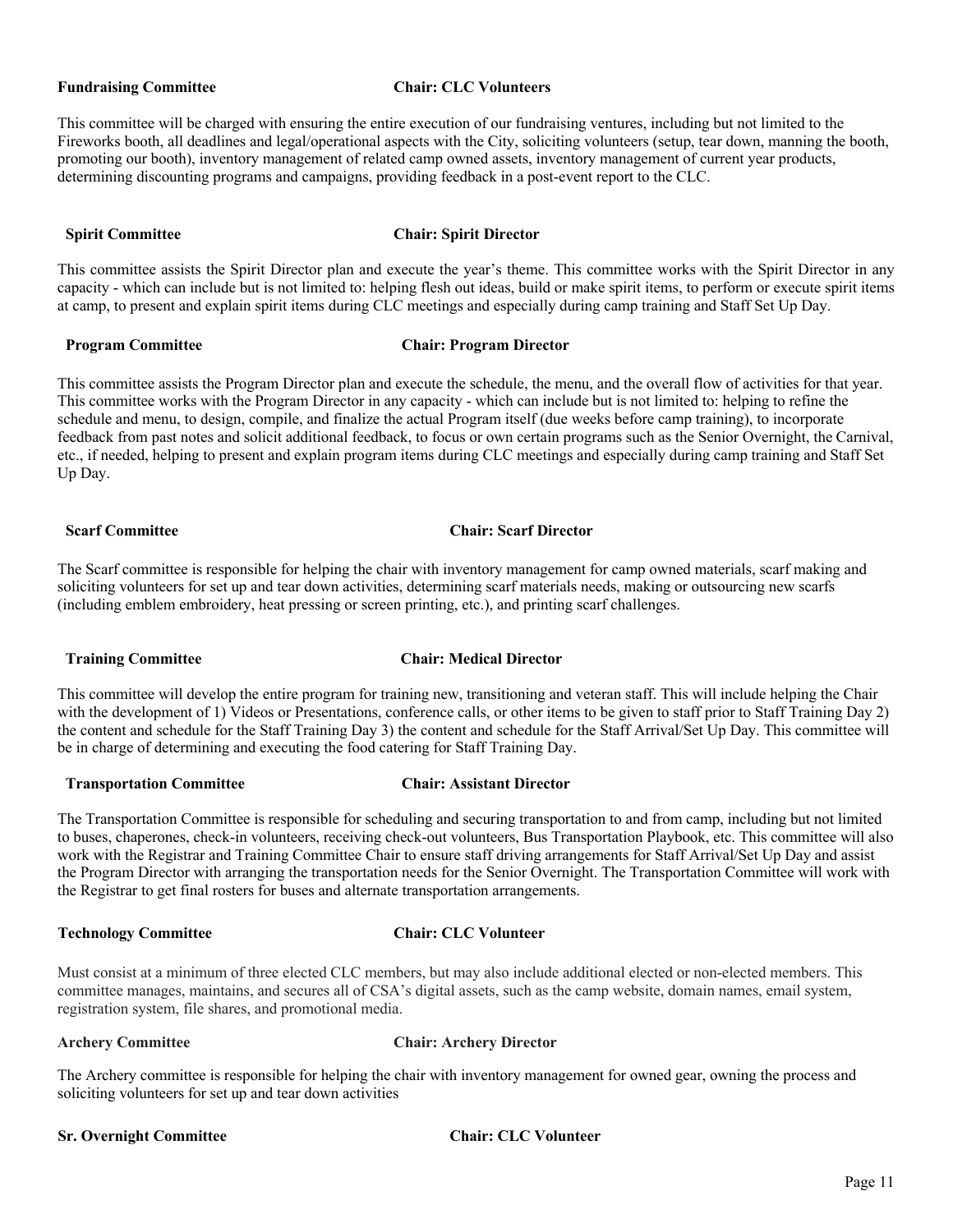**Fundraising Committee** **Chair: CLC Volunteers**

This committee will be charged with ensuring the entire execution of our fundraising ventures, including but not limited to the Fireworks booth, all deadlines and legal/operational aspects with the City, soliciting volunteers (setup, tear down, manning the booth, promoting our booth), inventory management of related camp owned assets, inventory management of current year products, determining discounting programs and campaigns, providing feedback in a post-event report to the CLC.

**Spirit Committee** **Chair: Spirit Director**

This committee assists the Spirit Director plan and execute the year's theme. This committee works with the Spirit Director in any capacity - which can include but is not limited to: helping flesh out ideas, build or make spirit items, to perform or execute spirit items at camp, to present and explain spirit items during CLC meetings and especially during camp training and Staff Set Up Day.

**Program Committee** **Chair: Program Director**

This committee assists the Program Director plan and execute the schedule, the menu, and the overall flow of activities for that year. This committee works with the Program Director in any capacity - which can include but is not limited to: helping to refine the schedule and menu, to design, compile, and finalize the actual Program itself (due weeks before camp training), to incorporate feedback from past notes and solicit additional feedback, to focus or own certain programs such as the Senior Overnight, the Carnival, etc., if needed, helping to present and explain program items during CLC meetings and especially during camp training and Staff Set Up Day.

**Scarf Committee** **Chair: Scarf Director**

The Scarf committee is responsible for helping the chair with inventory management for camp owned materials, scarf making and soliciting volunteers for set up and tear down activities, determining scarf materials needs, making or outsourcing new scarfs (including emblem embroidery, heat pressing or screen printing, etc.), and printing scarf challenges.

**Training Committee** **Chair: Medical Director**

This committee will develop the entire program for training new, transitioning and veteran staff. This will include helping the Chair with the development of 1) Videos or Presentations, conference calls, or other items to be given to staff prior to Staff Training Day 2) the content and schedule for the Staff Training Day 3) the content and schedule for the Staff Arrival/Set Up Day. This committee will be in charge of determining and executing the food catering for Staff Training Day.

**Transportation Committee** **Chair: Assistant Director**

The Transportation Committee is responsible for scheduling and securing transportation to and from camp, including but not limited to buses, chaperones, check-in volunteers, receiving check-out volunteers, Bus Transportation Playbook, etc. This committee will also work with the Registrar and Training Committee Chair to ensure staff driving arrangements for Staff Arrival/Set Up Day and assist the Program Director with arranging the transportation needs for the Senior Overnight. The Transportation Committee will work with the Registrar to get final rosters for buses and alternate transportation arrangements.

**Technology Committee** **Chair: CLC Volunteer**

Must consist at a minimum of three elected CLC members, but may also include additional elected or non-elected members. This committee manages, maintains, and secures all of CSA's digital assets, such as the camp website, domain names, email system, registration system, file shares, and promotional media.

**Archery Committee** **Chair: Archery Director**

The Archery committee is responsible for helping the chair with inventory management for owned gear, owning the process and soliciting volunteers for set up and tear down activities

**Sr. Overnight Committee** **Chair: CLC Volunteer**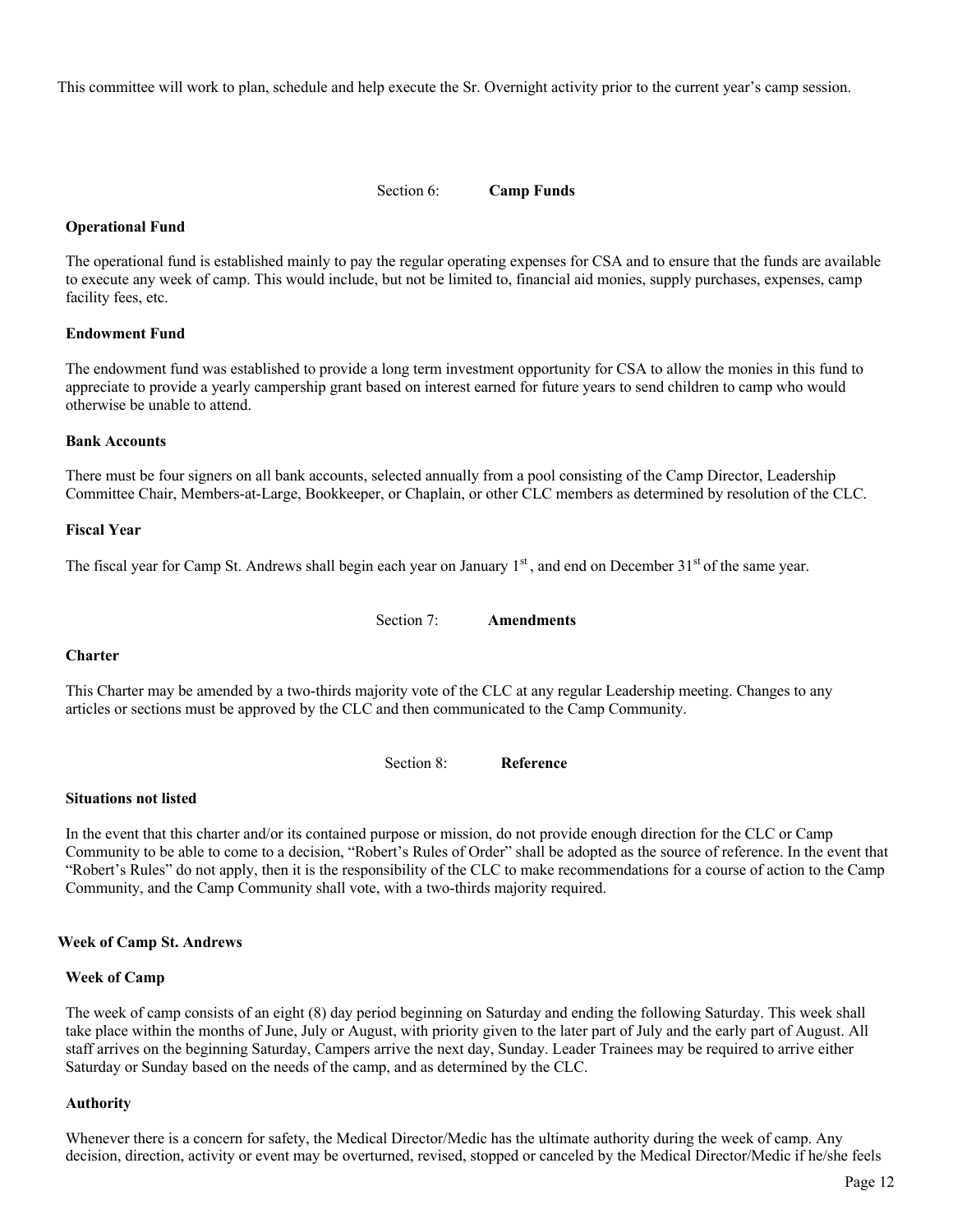This committee will work to plan, schedule and help execute the Sr. Overnight activity prior to the current year's camp session.

## Section 6: **Camp Funds**

### Operational Fund

The operational fund is established mainly to pay the regular operating expenses for CSA and to ensure that the funds are available to execute any week of camp. This would include, but not be limited to, financial aid monies, supply purchases, expenses, camp facility fees, etc.

### Endowment Fund

The endowment fund was established to provide a long term investment opportunity for CSA to allow the monies in this fund to appreciate to provide a yearly campership grant based on interest earned for future years to send children to camp who would otherwise be unable to attend.

### Bank Accounts

There must be four signers on all bank accounts, selected annually from a pool consisting of the Camp Director, Leadership Committee Chair, Members-at-Large, Bookkeeper, or Chaplain, or other CLC members as determined by resolution of the CLC.

### Fiscal Year

The fiscal year for Camp St. Andrews shall begin each year on January 1st, and end on December 31st of the same year.

## Section 7: **Amendments**

### Charter

This Charter may be amended by a two-thirds majority vote of the CLC at any regular Leadership meeting. Changes to any articles or sections must be approved by the CLC and then communicated to the Camp Community.

## Section 8: **Reference**

### Situations not listed

In the event that this charter and/or its contained purpose or mission, do not provide enough direction for the CLC or Camp Community to be able to come to a decision, "Robert's Rules of Order" shall be adopted as the source of reference. In the event that "Robert's Rules" do not apply, then it is the responsibility of the CLC to make recommendations for a course of action to the Camp Community, and the Camp Community shall vote, with a two-thirds majority required.

## Week of Camp St. Andrews

### Week of Camp

The week of camp consists of an eight (8) day period beginning on Saturday and ending the following Saturday. This week shall take place within the months of June, July or August, with priority given to the later part of July and the early part of August. All staff arrives on the beginning Saturday, Campers arrive the next day, Sunday. Leader Trainees may be required to arrive either Saturday or Sunday based on the needs of the camp, and as determined by the CLC.

### Authority

Whenever there is a concern for safety, the Medical Director/Medic has the ultimate authority during the week of camp. Any decision, direction, activity or event may be overturned, revised, stopped or canceled by the Medical Director/Medic if he/she feels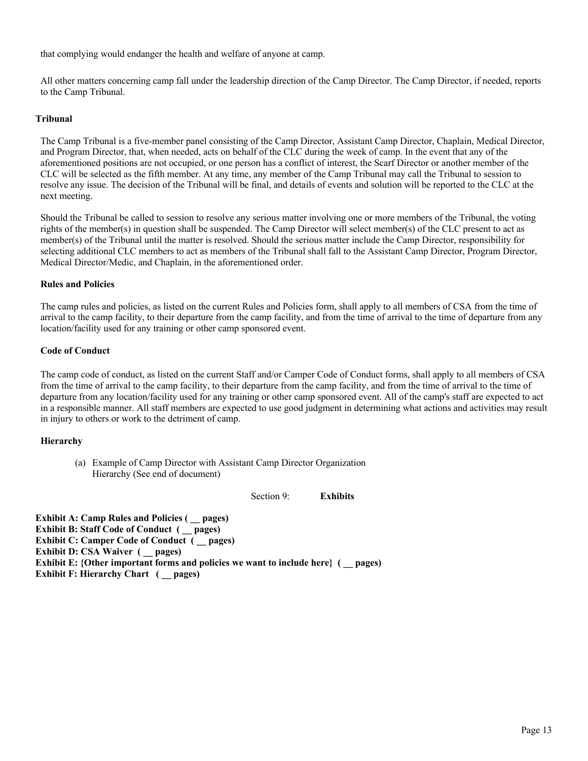that complying would endanger the health and welfare of anyone at camp.

All other matters concerning camp fall under the leadership direction of the Camp Director. The Camp Director, if needed, reports to the Camp Tribunal.

**Tribunal**

The Camp Tribunal is a five-member panel consisting of the Camp Director, Assistant Camp Director, Chaplain, Medical Director, and Program Director, that, when needed, acts on behalf of the CLC during the week of camp. In the event that any of the aforementioned positions are not occupied, or one person has a conflict of interest, the Scarf Director or another member of the CLC will be selected as the fifth member. At any time, any member of the Camp Tribunal may call the Tribunal to session to resolve any issue. The decision of the Tribunal will be final, and details of events and solution will be reported to the CLC at the next meeting.

Should the Tribunal be called to session to resolve any serious matter involving one or more members of the Tribunal, the voting rights of the member(s) in question shall be suspended. The Camp Director will select member(s) of the CLC present to act as member(s) of the Tribunal until the matter is resolved. Should the serious matter include the Camp Director, responsibility for selecting additional CLC members to act as members of the Tribunal shall fall to the Assistant Camp Director, Program Director, Medical Director/Medic, and Chaplain, in the aforementioned order.

**Rules and Policies**

The camp rules and policies, as listed on the current Rules and Policies form, shall apply to all members of CSA from the time of arrival to the camp facility, to their departure from the camp facility, and from the time of arrival to the time of departure from any location/facility used for any training or other camp sponsored event.

**Code of Conduct**

The camp code of conduct, as listed on the current Staff and/or Camper Code of Conduct forms, shall apply to all members of CSA from the time of arrival to the camp facility, to their departure from the camp facility, and from the time of arrival to the time of departure from any location/facility used for any training or other camp sponsored event. All of the camp's staff are expected to act in a responsible manner. All staff members are expected to use good judgment in determining what actions and activities may result in injury to others or work to the detriment of camp.

**Hierarchy**

(a) Example of Camp Director with Assistant Camp Director Organization Hierarchy (See end of document)

Section 9: **Exhibits**

**Exhibit A: Camp Rules and Policies ( __ pages)**
**Exhibit B: Staff Code of Conduct ( __ pages)**
**Exhibit C: Camper Code of Conduct ( __ pages)**
**Exhibit D: CSA Waiver ( __ pages)**
**Exhibit E: {Other important forms and policies we want to include here} ( __ pages)**
**Exhibit F: Hierarchy Chart ( __ pages)**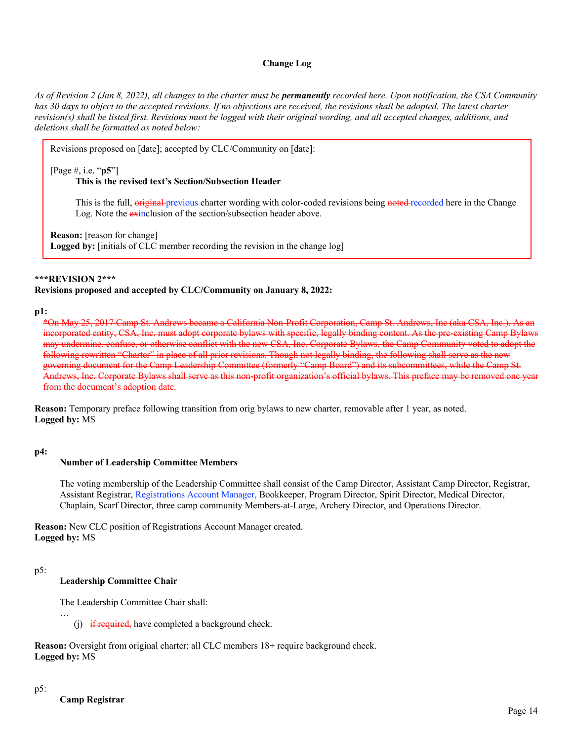**Change Log**

*As of Revision 2 (Jan 8, 2022), all changes to the charter must be **permanently** recorded here. Upon notification, the CSA Community has 30 days to object to the accepted revisions. If no objections are received, the revisions shall be adopted. The latest charter revision(s) shall be listed first. Revisions must be logged with their original wording, and all accepted changes, additions, and deletions shall be formatted as noted below:*

> Revisions proposed on [date]; accepted by CLC/Community on [date]:
>
> [Page #, i.e. "**p5**"]
>
> **This is the revised text's Section/Subsection Header**
>
> This is the full, ~~original~~ previous charter wording with color-coded revisions being ~~noted~~ recorded here in the Change Log. Note the ~~ex~~inclusion of the section/subsection header above.
>
> **Reason:** [reason for change]
> **Logged by:** [initials of CLC member recording the revision in the change log]

**\*\*\*REVISION 2\*\*\***
**Revisions proposed and accepted by CLC/Community on January 8, 2022:**

**p1:**

~~*On May 25, 2017 Camp St. Andrews became a California Non-Profit Corporation, Camp St. Andrews, Inc (aka CSA, Inc.). As an incorporated entity, CSA, Inc. must adopt corporate bylaws with specific, legally binding content. As the pre-existing Camp Bylaws may undermine, confuse, or otherwise conflict with the new CSA, Inc. Corporate Bylaws, the Camp Community voted to adopt the following rewritten "Charter" in place of all prior revisions. Though not legally binding, the following shall serve as the new governing document for the Camp Leadership Committee (formerly "Camp Board") and its subcommittees, while the Camp St. Andrews, Inc. Corporate Bylaws shall serve as this non-profit organization's official bylaws. This preface may be removed one year from the document's adoption date.~~

**Reason:** Temporary preface following transition from orig bylaws to new charter, removable after 1 year, as noted.
**Logged by:** MS

**p4:**

**Number of Leadership Committee Members**

The voting membership of the Leadership Committee shall consist of the Camp Director, Assistant Camp Director, Registrar, Assistant Registrar, Registrations Account Manager, Bookkeeper, Program Director, Spirit Director, Medical Director, Chaplain, Scarf Director, three camp community Members-at-Large, Archery Director, and Operations Director.

**Reason:** New CLC position of Registrations Account Manager created.
**Logged by:** MS

p5:

**Leadership Committee Chair**

The Leadership Committee Chair shall:

…

(j) ~~if required,~~ have completed a background check.

**Reason:** Oversight from original charter; all CLC members 18+ require background check.
**Logged by:** MS

p5:

**Camp Registrar**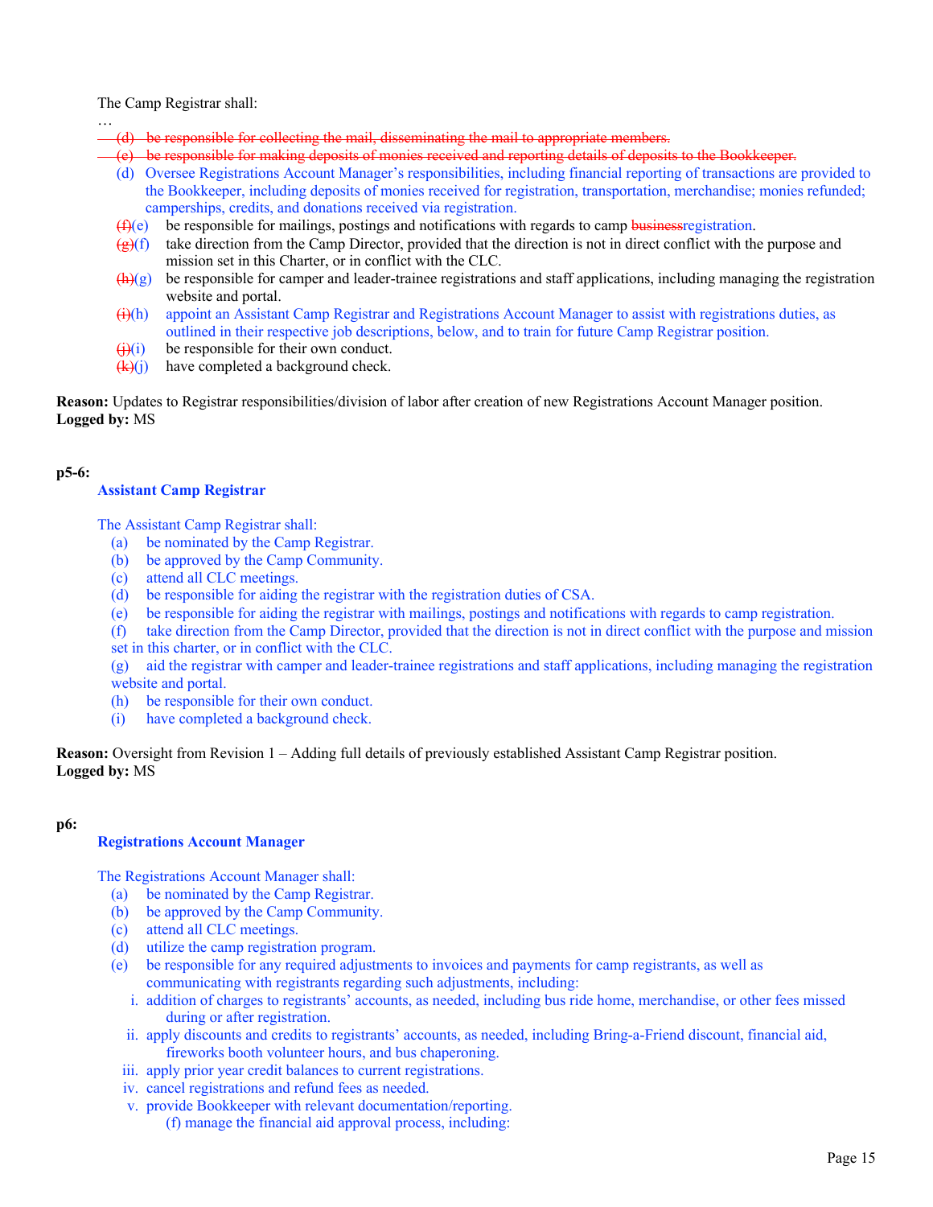The Camp Registrar shall:

…

- ~~(d) be responsible for collecting the mail, disseminating the mail to appropriate members.~~
- ~~(e) be responsible for making deposits of monies received and reporting details of deposits to the Bookkeeper.~~
- (d) Oversee Registrations Account Manager's responsibilities, including financial reporting of transactions are provided to the Bookkeeper, including deposits of monies received for registration, transportation, merchandise; monies refunded; camperships, credits, and donations received via registration.
- ~~(f)~~(e) be responsible for mailings, postings and notifications with regards to camp ~~business~~registration.
- ~~(g)~~(f) take direction from the Camp Director, provided that the direction is not in direct conflict with the purpose and mission set in this Charter, or in conflict with the CLC.
- ~~(h)~~(g) be responsible for camper and leader-trainee registrations and staff applications, including managing the registration website and portal.
- ~~(i)~~(h) appoint an Assistant Camp Registrar and Registrations Account Manager to assist with registrations duties, as outlined in their respective job descriptions, below, and to train for future Camp Registrar position.
- ~~(j)~~(i) be responsible for their own conduct.
- ~~(k)~~(j) have completed a background check.

**Reason:** Updates to Registrar responsibilities/division of labor after creation of new Registrations Account Manager position.
**Logged by:** MS

**p5-6:**

**Assistant Camp Registrar**

The Assistant Camp Registrar shall:

- (a) be nominated by the Camp Registrar.
- (b) be approved by the Camp Community.
- (c) attend all CLC meetings.
- (d) be responsible for aiding the registrar with the registration duties of CSA.
- (e) be responsible for aiding the registrar with mailings, postings and notifications with regards to camp registration.
- (f) take direction from the Camp Director, provided that the direction is not in direct conflict with the purpose and mission set in this charter, or in conflict with the CLC.
- (g) aid the registrar with camper and leader-trainee registrations and staff applications, including managing the registration website and portal.
- (h) be responsible for their own conduct.
- (i) have completed a background check.

**Reason:** Oversight from Revision 1 – Adding full details of previously established Assistant Camp Registrar position.
**Logged by:** MS

**p6:**

**Registrations Account Manager**

The Registrations Account Manager shall:

- (a) be nominated by the Camp Registrar.
- (b) be approved by the Camp Community.
- (c) attend all CLC meetings.
- (d) utilize the camp registration program.
- (e) be responsible for any required adjustments to invoices and payments for camp registrants, as well as communicating with registrants regarding such adjustments, including:
  - i. addition of charges to registrants' accounts, as needed, including bus ride home, merchandise, or other fees missed during or after registration.
  - ii. apply discounts and credits to registrants' accounts, as needed, including Bring-a-Friend discount, financial aid, fireworks booth volunteer hours, and bus chaperoning.
  - iii. apply prior year credit balances to current registrations.
  - iv. cancel registrations and refund fees as needed.
  - v. provide Bookkeeper with relevant documentation/reporting.
- (f) manage the financial aid approval process, including: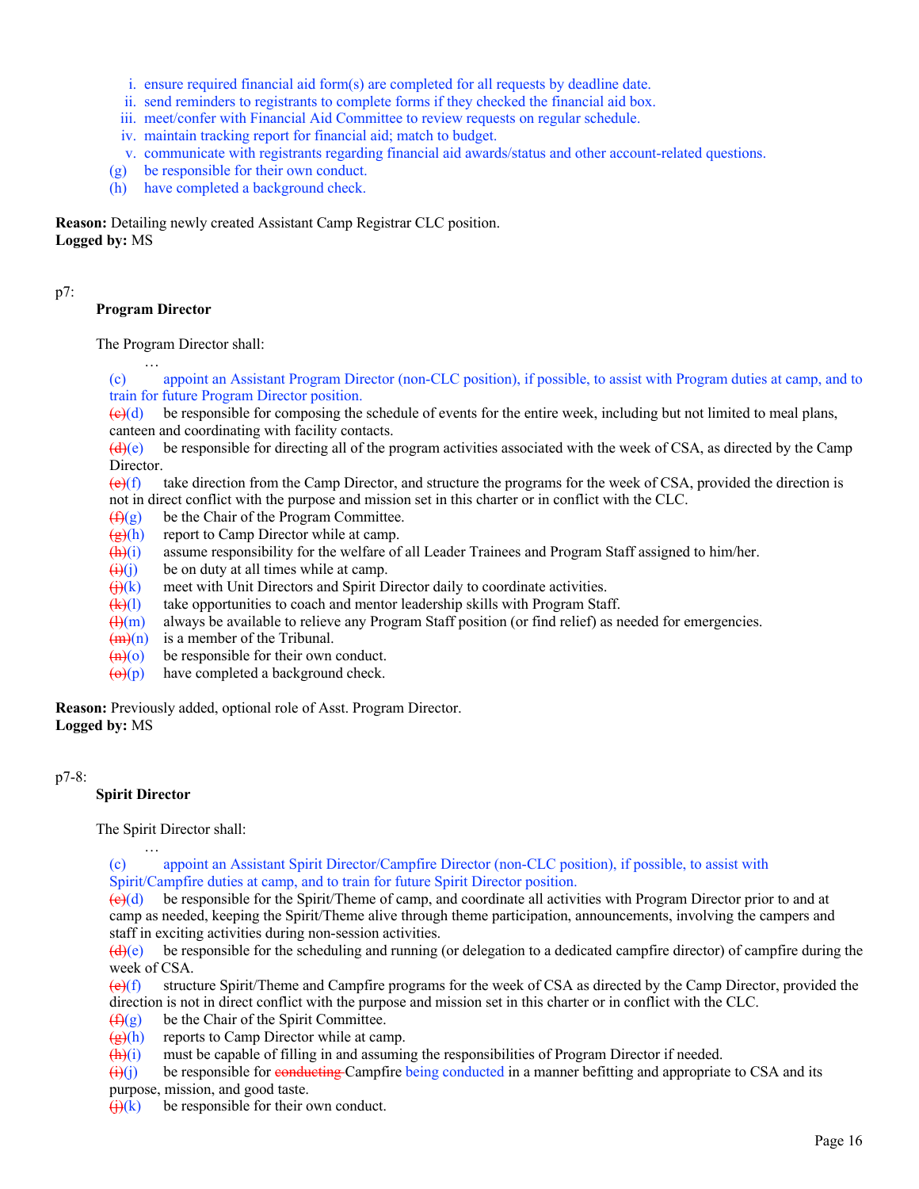i. ensure required financial aid form(s) are completed for all requests by deadline date.
ii. send reminders to registrants to complete forms if they checked the financial aid box.
iii. meet/confer with Financial Aid Committee to review requests on regular schedule.
iv. maintain tracking report for financial aid; match to budget.
v. communicate with registrants regarding financial aid awards/status and other account-related questions.

(g) be responsible for their own conduct.
(h) have completed a background check.

**Reason:** Detailing newly created Assistant Camp Registrar CLC position.
**Logged by:** MS

p7:

**Program Director**

The Program Director shall:

…

(c) appoint an Assistant Program Director (non-CLC position), if possible, to assist with Program duties at camp, and to train for future Program Director position.

~~(c)~~(d) be responsible for composing the schedule of events for the entire week, including but not limited to meal plans, canteen and coordinating with facility contacts.

~~(d)~~(e) be responsible for directing all of the program activities associated with the week of CSA, as directed by the Camp Director.

~~(e)~~(f) take direction from the Camp Director, and structure the programs for the week of CSA, provided the direction is not in direct conflict with the purpose and mission set in this charter or in conflict with the CLC.

~~(f)~~(g) be the Chair of the Program Committee.

~~(g)~~(h) report to Camp Director while at camp.

~~(h)~~(i) assume responsibility for the welfare of all Leader Trainees and Program Staff assigned to him/her.

~~(i)~~(j) be on duty at all times while at camp.

~~(j)~~(k) meet with Unit Directors and Spirit Director daily to coordinate activities.

~~(k)~~(l) take opportunities to coach and mentor leadership skills with Program Staff.

~~(l)~~(m) always be available to relieve any Program Staff position (or find relief) as needed for emergencies.

~~(m)~~(n) is a member of the Tribunal.

~~(n)~~(o) be responsible for their own conduct.

~~(o)~~(p) have completed a background check.

**Reason:** Previously added, optional role of Asst. Program Director.
**Logged by:** MS

p7-8:

**Spirit Director**

The Spirit Director shall:

…

(c) appoint an Assistant Spirit Director/Campfire Director (non-CLC position), if possible, to assist with Spirit/Campfire duties at camp, and to train for future Spirit Director position.

~~(c)~~(d) be responsible for the Spirit/Theme of camp, and coordinate all activities with Program Director prior to and at camp as needed, keeping the Spirit/Theme alive through theme participation, announcements, involving the campers and staff in exciting activities during non-session activities.

~~(d)~~(e) be responsible for the scheduling and running (or delegation to a dedicated campfire director) of campfire during the week of CSA.

~~(e)~~(f) structure Spirit/Theme and Campfire programs for the week of CSA as directed by the Camp Director, provided the direction is not in direct conflict with the purpose and mission set in this charter or in conflict with the CLC.

~~(f)~~(g) be the Chair of the Spirit Committee.

~~(g)~~(h) reports to Camp Director while at camp.

~~(h)~~(i) must be capable of filling in and assuming the responsibilities of Program Director if needed.

~~(i)~~(j) be responsible for ~~conducting~~ Campfire being conducted in a manner befitting and appropriate to CSA and its purpose, mission, and good taste.

~~(j)~~(k) be responsible for their own conduct.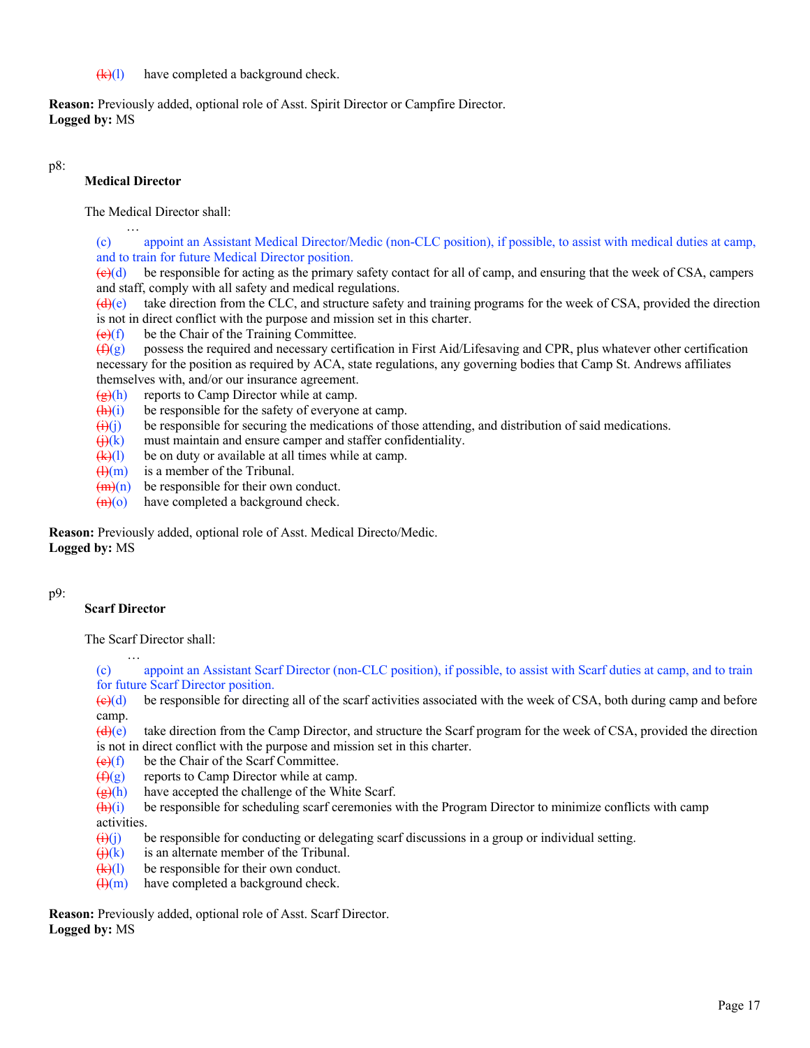~~(k)~~(l) have completed a background check.

**Reason:** Previously added, optional role of Asst. Spirit Director or Campfire Director.
**Logged by:** MS

p8:

**Medical Director**

The Medical Director shall:

…

(c) appoint an Assistant Medical Director/Medic (non-CLC position), if possible, to assist with medical duties at camp, and to train for future Medical Director position.

~~(c)~~(d) be responsible for acting as the primary safety contact for all of camp, and ensuring that the week of CSA, campers and staff, comply with all safety and medical regulations.

~~(d)~~(e) take direction from the CLC, and structure safety and training programs for the week of CSA, provided the direction is not in direct conflict with the purpose and mission set in this charter.

~~(e)~~(f) be the Chair of the Training Committee.

~~(f)~~(g) possess the required and necessary certification in First Aid/Lifesaving and CPR, plus whatever other certification necessary for the position as required by ACA, state regulations, any governing bodies that Camp St. Andrews affiliates themselves with, and/or our insurance agreement.

~~(g)~~(h) reports to Camp Director while at camp.

~~(h)~~(i) be responsible for the safety of everyone at camp.

~~(i)~~(j) be responsible for securing the medications of those attending, and distribution of said medications.

~~(j)~~(k) must maintain and ensure camper and staffer confidentiality.

~~(k)~~(l) be on duty or available at all times while at camp.

~~(l)~~(m) is a member of the Tribunal.

~~(m)~~(n) be responsible for their own conduct.

~~(n)~~(o) have completed a background check.

**Reason:** Previously added, optional role of Asst. Medical Directo/Medic.
**Logged by:** MS

p9:

**Scarf Director**

The Scarf Director shall:

…

(c) appoint an Assistant Scarf Director (non-CLC position), if possible, to assist with Scarf duties at camp, and to train for future Scarf Director position.

~~(c)~~(d) be responsible for directing all of the scarf activities associated with the week of CSA, both during camp and before camp.

~~(d)~~(e) take direction from the Camp Director, and structure the Scarf program for the week of CSA, provided the direction is not in direct conflict with the purpose and mission set in this charter.

~~(e)~~(f) be the Chair of the Scarf Committee.

~~(f)~~(g) reports to Camp Director while at camp.

~~(g)~~(h) have accepted the challenge of the White Scarf.

~~(h)~~(i) be responsible for scheduling scarf ceremonies with the Program Director to minimize conflicts with camp activities.

~~(i)~~(j) be responsible for conducting or delegating scarf discussions in a group or individual setting.

~~(j)~~(k) is an alternate member of the Tribunal.

~~(k)~~(l) be responsible for their own conduct.

~~(l)~~(m) have completed a background check.

**Reason:** Previously added, optional role of Asst. Scarf Director.
**Logged by:** MS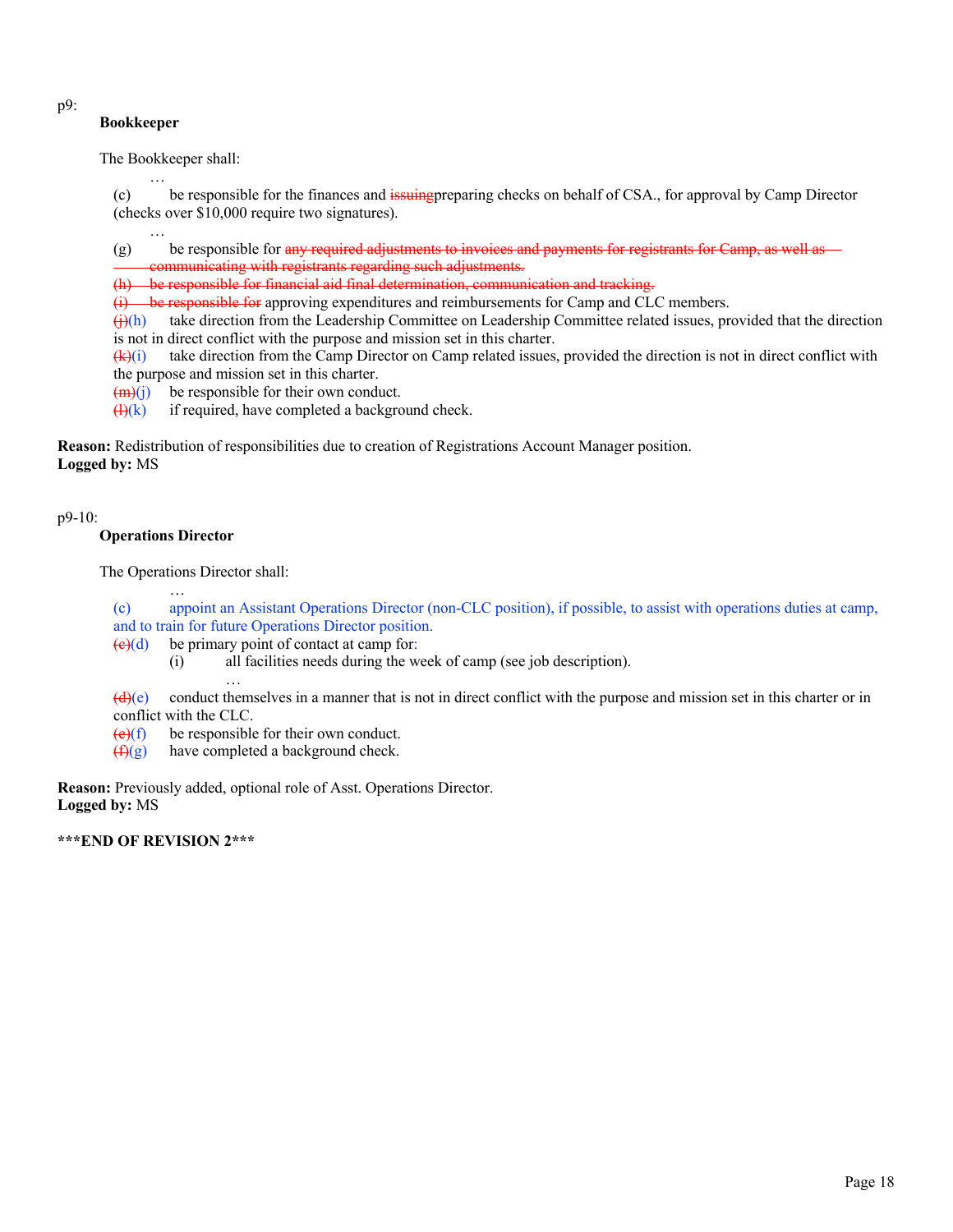p9:

**Bookkeeper**

The Bookkeeper shall:

…

(c) be responsible for the finances and ~~issuing~~preparing checks on behalf of CSA., for approval by Camp Director (checks over $10,000 require two signatures).

…

(g) be responsible for ~~any required adjustments to invoices and payments for registrants for Camp, as well as communicating with registrants regarding such adjustments.~~

~~(h) be responsible for financial aid final determination, communication and tracking.~~

~~(i) be responsible for~~ approving expenditures and reimbursements for Camp and CLC members.

~~(j)~~(h) take direction from the Leadership Committee on Leadership Committee related issues, provided that the direction is not in direct conflict with the purpose and mission set in this charter.

~~(k)~~(i) take direction from the Camp Director on Camp related issues, provided the direction is not in direct conflict with the purpose and mission set in this charter.

~~(m)~~(j) be responsible for their own conduct.

~~(l)~~(k) if required, have completed a background check.

**Reason:** Redistribution of responsibilities due to creation of Registrations Account Manager position.
**Logged by:** MS

p9-10:

**Operations Director**

The Operations Director shall:

…

(c) appoint an Assistant Operations Director (non-CLC position), if possible, to assist with operations duties at camp, and to train for future Operations Director position.

~~(c)~~(d) be primary point of contact at camp for:

(i) all facilities needs during the week of camp (see job description).

…

~~(d)~~(e) conduct themselves in a manner that is not in direct conflict with the purpose and mission set in this charter or in conflict with the CLC.

~~(e)~~(f) be responsible for their own conduct.

~~(f)~~(g) have completed a background check.

**Reason:** Previously added, optional role of Asst. Operations Director.
**Logged by:** MS

**\*\*\*END OF REVISION 2\*\*\***